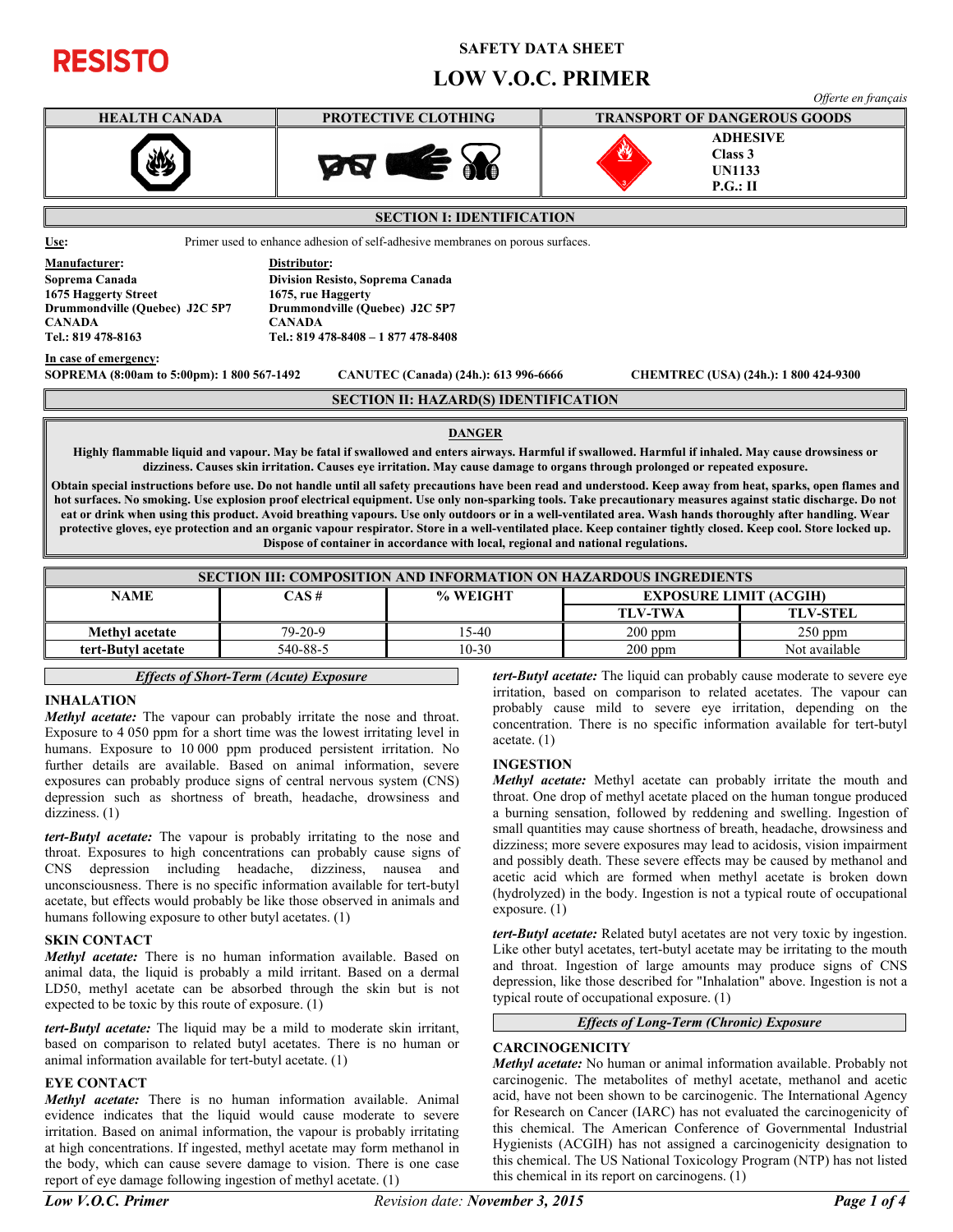**RESISTO**

# SAFETY DATA SHEET

# LOW V.O.C. PRIMER

*Offerte en français*

| HEALTH CANADA | PROTECTIVE CLOTHING | TRANSPORT OF DANGEROUS GOODS |
|---|---|---|
| | | **ADHESIVE** **Class 3** **UN1133** **P.G.: II** |

## SECTION I: IDENTIFICATION

**Use:** Primer used to enhance adhesion of self-adhesive membranes on porous surfaces.

**Manufacturer:**
**Soprema Canada**
**1675 Haggerty Street**
**Drummondville (Quebec) J2C 5P7**
**CANADA**
**Tel.: 819 478-8163**

**Distributor:**
**Division Resisto, Soprema Canada**
**1675, rue Haggerty**
**Drummondville (Quebec) J2C 5P7**
**CANADA**
**Tel.: 819 478-8408 – 1 877 478-8408**

**In case of emergency:**
**SOPREMA (8:00am to 5:00pm): 1 800 567-1492** **CANUTEC (Canada) (24h.): 613 996-6666** **CHEMTREC (USA) (24h.): 1 800 424-9300**

## SECTION II: HAZARD(S) IDENTIFICATION

**DANGER**

**Highly flammable liquid and vapour. May be fatal if swallowed and enters airways. Harmful if swallowed. Harmful if inhaled. May cause drowsiness or dizziness. Causes skin irritation. Causes eye irritation. May cause damage to organs through prolonged or repeated exposure.**

**Obtain special instructions before use. Do not handle until all safety precautions have been read and understood. Keep away from heat, sparks, open flames and hot surfaces. No smoking. Use explosion proof electrical equipment. Use only non-sparking tools. Take precautionary measures against static discharge. Do not eat or drink when using this product. Avoid breathing vapours. Use only outdoors or in a well-ventilated area. Wash hands thoroughly after handling. Wear protective gloves, eye protection and an organic vapour respirator. Store in a well-ventilated place. Keep container tightly closed. Keep cool. Store locked up. Dispose of container in accordance with local, regional and national regulations.**

## SECTION III: COMPOSITION AND INFORMATION ON HAZARDOUS INGREDIENTS

| NAME | CAS # | % WEIGHT | EXPOSURE LIMIT (ACGIH) | |
|---|---|---|---|---|
| | | | TLV-TWA | TLV-STEL |
| **Methyl acetate** | 79-20-9 | 15-40 | 200 ppm | 250 ppm |
| **tert-Butyl acetate** | 540-88-5 | 10-30 | 200 ppm | Not available |

### *Effects of Short-Term (Acute) Exposure*

**INHALATION**

***Methyl acetate:*** The vapour can probably irritate the nose and throat. Exposure to 4 050 ppm for a short time was the lowest irritating level in humans. Exposure to 10 000 ppm produced persistent irritation. No further details are available. Based on animal information, severe exposures can probably produce signs of central nervous system (CNS) depression such as shortness of breath, headache, drowsiness and dizziness. (1)

***tert-Butyl acetate:*** The vapour is probably irritating to the nose and throat. Exposures to high concentrations can probably produce signs of CNS depression including headache, dizziness, nausea and unconsciousness. There is no specific information available for tert-butyl acetate, but effects would probably be like those observed in animals and humans following exposure to other butyl acetates. (1)

**SKIN CONTACT**

***Methyl acetate:*** There is no human information available. Based on animal data, the liquid is probably a mild irritant. Based on a dermal LD50, methyl acetate can be absorbed through the skin but is not expected to be toxic by this route of exposure. (1)

***tert-Butyl acetate:*** The liquid may be a mild to moderate skin irritant, based on comparison to related butyl acetates. There is no human or animal information available for tert-butyl acetate. (1)

**EYE CONTACT**

***Methyl acetate:*** There is no human information available. Animal evidence indicates that the liquid would cause moderate to severe irritation. Based on animal information, the vapour is probably irritating at high concentrations. If ingested, methyl acetate may form methanol in the body, which can cause severe damage to vision. There is one case report of eye damage following ingestion of methyl acetate. (1)

***tert-Butyl acetate:*** The liquid can probably cause moderate to severe eye irritation, based on comparison to related acetates. The vapour can probably cause mild to severe eye irritation, depending on the concentration. There is no specific information available for tert-butyl acetate. (1)

**INGESTION**

***Methyl acetate:*** Methyl acetate can probably irritate the mouth and throat. One drop of methyl acetate placed on the human tongue produced a burning sensation, followed by reddening and swelling. Ingestion of small quantities may cause shortness of breath, headache, drowsiness and dizziness; more severe exposures may lead to acidosis, vision impairment and possibly death. These severe effects may be caused by methanol and acetic acid which are formed when methyl acetate is broken down (hydrolyzed) in the body. Ingestion is not a typical route of occupational exposure. (1)

***tert-Butyl acetate:*** Related butyl acetates are not very toxic by ingestion. Like other butyl acetates, tert-butyl acetate may be irritating to the mouth and throat. Ingestion of large amounts may produce signs of CNS depression, like those described for "Inhalation" above. Ingestion is not a typical route of occupational exposure. (1)

### *Effects of Long-Term (Chronic) Exposure*

**CARCINOGENICITY**

***Methyl acetate:*** No human or animal information available. Probably not carcinogenic. The metabolites of methyl acetate, methanol and acetic acid, have not been shown to be carcinogenic. The International Agency for Research on Cancer (IARC) has not evaluated the carcinogenicity of this chemical. The American Conference of Governmental Industrial Hygienists (ACGIH) has not assigned a carcinogenicity designation to this chemical. The US National Toxicology Program (NTP) has not listed this chemical in its report on carcinogens. (1)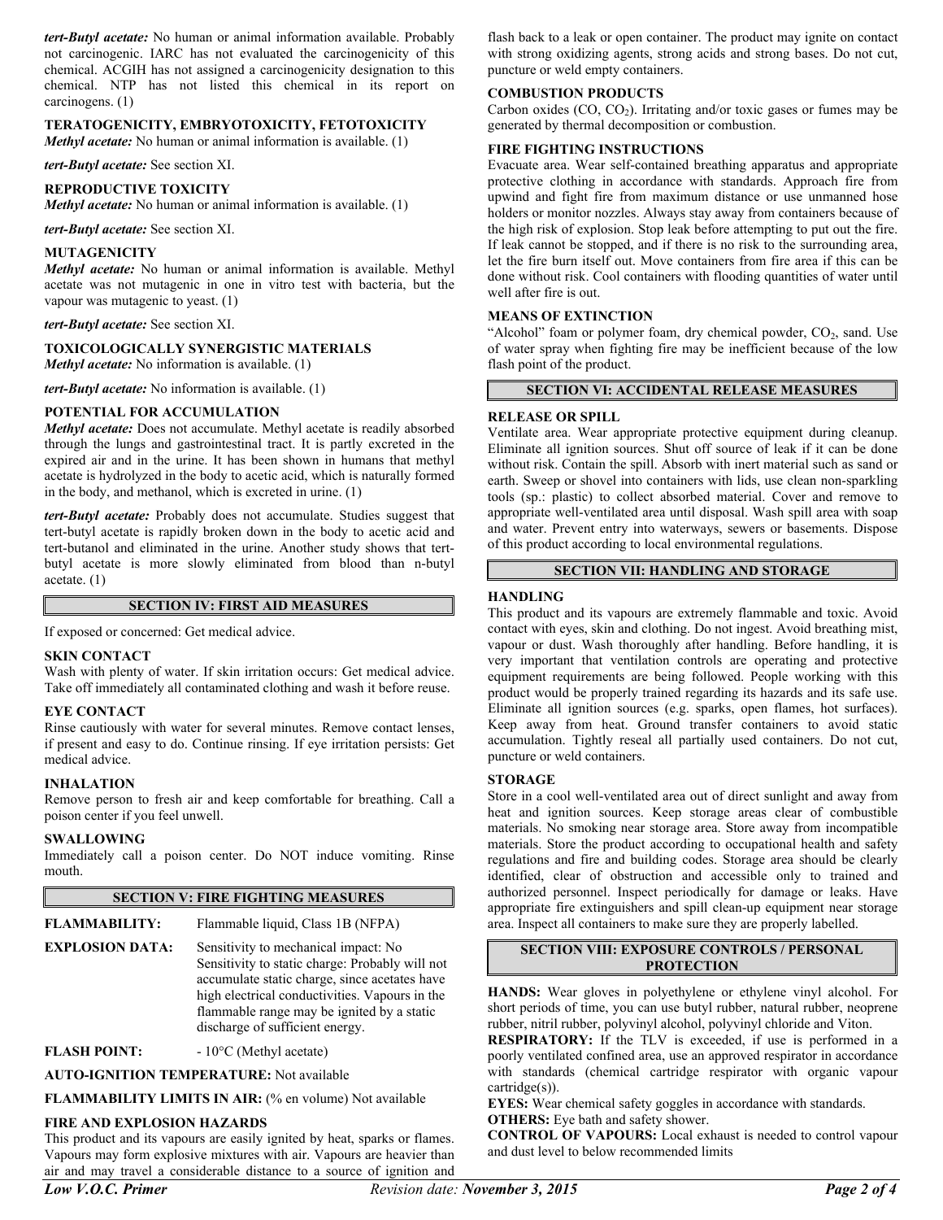***tert-Butyl acetate:*** No human or animal information available. Probably not carcinogenic. IARC has not evaluated the carcinogenicity of this chemical. ACGIH has not assigned a carcinogenicity designation to this chemical. NTP has not listed this chemical in its report on carcinogens. (1)

**TERATOGENICITY, EMBRYOTOXICITY, FETOTOXICITY**

***Methyl acetate:*** No human or animal information is available. (1)

***tert-Butyl acetate:*** See section XI.

**REPRODUCTIVE TOXICITY**

***Methyl acetate:*** No human or animal information is available. (1)

***tert-Butyl acetate:*** See section XI.

**MUTAGENICITY**

***Methyl acetate:*** No human or animal information is available. Methyl acetate was not mutagenic in one in vitro test with bacteria, but the vapour was mutagenic to yeast. (1)

***tert-Butyl acetate:*** See section XI.

**TOXICOLOGICALLY SYNERGISTIC MATERIALS**

***Methyl acetate:*** No information is available. (1)

***tert-Butyl acetate:*** No information is available. (1)

**POTENTIAL FOR ACCUMULATION**

***Methyl acetate:*** Does not accumulate. Methyl acetate is readily absorbed through the lungs and gastrointestinal tract. It is partly excreted in the expired air and in the urine. It has been shown in humans that methyl acetate is hydrolyzed in the body to acetic acid, which is naturally formed in the body, and methanol, which is excreted in urine. (1)

***tert-Butyl acetate:*** Probably does not accumulate. Studies suggest that tert-butyl acetate is rapidly broken down in the body to acetic acid and tert-butanol and eliminated in the urine. Another study shows that tert-butyl acetate is more slowly eliminated from blood than n-butyl acetate. (1)

## SECTION IV: FIRST AID MEASURES

If exposed or concerned: Get medical advice.

**SKIN CONTACT**

Wash with plenty of water. If skin irritation occurs: Get medical advice. Take off immediately all contaminated clothing and wash it before reuse.

**EYE CONTACT**

Rinse cautiously with water for several minutes. Remove contact lenses, if present and easy to do. Continue rinsing. If eye irritation persists: Get medical advice.

**INHALATION**

Remove person to fresh air and keep comfortable for breathing. Call a poison center if you feel unwell.

**SWALLOWING**

Immediately call a poison center. Do NOT induce vomiting. Rinse mouth.

## SECTION V: FIRE FIGHTING MEASURES

**FLAMMABILITY:** Flammable liquid, Class 1B (NFPA)

**EXPLOSION DATA:** Sensitivity to mechanical impact: No
Sensitivity to static charge: Probably will not accumulate static charge, since acetates have high electrical conductivities. Vapours in the flammable range may be ignited by a static discharge of sufficient energy.

**FLASH POINT:** - 10°C (Methyl acetate)

**AUTO-IGNITION TEMPERATURE:** Not available

**FLAMMABILITY LIMITS IN AIR:** (% en volume) Not available

**FIRE AND EXPLOSION HAZARDS**

This product and its vapours are easily ignited by heat, sparks or flames. Vapours may form explosive mixtures with air. Vapours are heavier than air and may travel a considerable distance to a source of ignition and flash back to a leak or open container. The product may ignite on contact with strong oxidizing agents, strong acids and strong bases. Do not cut, puncture or weld empty containers.

**COMBUSTION PRODUCTS**

Carbon oxides ($CO$, $CO_2$). Irritating and/or toxic gases or fumes may be generated by thermal decomposition or combustion.

**FIRE FIGHTING INSTRUCTIONS**

Evacuate area. Wear self-contained breathing apparatus and appropriate protective clothing in accordance with standards. Approach fire from upwind and fight fire from maximum distance or use unmanned hose holders or monitor nozzles. Always stay away from containers because of the high risk of explosion. Stop leak before attempting to put out the fire. If leak cannot be stopped, and if there is no risk to the surrounding area, let the fire burn itself out. Move containers from fire area if this can be done without risk. Cool containers with flooding quantities of water until well after fire is out.

**MEANS OF EXTINCTION**

"Alcohol" foam or polymer foam, dry chemical powder, $CO_2$, sand. Use of water spray when fighting fire may be inefficient because of the low flash point of the product.

## SECTION VI: ACCIDENTAL RELEASE MEASURES

**RELEASE OR SPILL**

Ventilate area. Wear appropriate protective equipment during cleanup. Eliminate all ignition sources. Shut off source of leak if it can be done without risk. Contain the spill. Absorb with inert material such as sand or earth. Sweep or shovel into containers with lids, use clean non-sparkling tools (sp.: plastic) to collect absorbed material. Cover and remove to appropriate well-ventilated area until disposal. Wash spill area with soap and water. Prevent entry into waterways, sewers or basements. Dispose of this product according to local environmental regulations.

## SECTION VII: HANDLING AND STORAGE

**HANDLING**

This product and its vapours are extremely flammable and toxic. Avoid contact with eyes, skin and clothing. Do not ingest. Avoid breathing mist, vapour or dust. Wash thoroughly after handling. Before handling, it is very important that ventilation controls are operating and protective equipment requirements are being followed. People working with this product would be properly trained regarding its hazards and its safe use. Eliminate all ignition sources (e.g. sparks, open flames, hot surfaces). Keep away from heat. Ground transfer containers to avoid static accumulation. Tightly reseal all partially used containers. Do not cut, puncture or weld containers.

**STORAGE**

Store in a cool well-ventilated area out of direct sunlight and away from heat and ignition sources. Keep storage areas clear of combustible materials. No smoking near storage area. Store away from incompatible materials. Store the product according to occupational health and safety regulations and fire and building codes. Storage area should be clearly identified, clear of obstruction and accessible only to trained and authorized personnel. Inspect periodically for damage or leaks. Have appropriate fire extinguishers and spill clean-up equipment near storage area. Inspect all containers to make sure they are properly labelled.

## SECTION VIII: EXPOSURE CONTROLS / PERSONAL PROTECTION

**HANDS:** Wear gloves in polyethylene or ethylene vinyl alcohol. For short periods of time, you can use butyl rubber, natural rubber, neoprene rubber, nitril rubber, polyvinyl alcohol, polyvinyl chloride and Viton.

**RESPIRATORY:** If the TLV is exceeded, if use is performed in a poorly ventilated confined area, use an approved respirator in accordance with standards (chemical cartridge respirator with organic vapour cartridge(s)).

**EYES:** Wear chemical safety goggles in accordance with standards.

**OTHERS:** Eye bath and safety shower.

**CONTROL OF VAPOURS:** Local exhaust is needed to control vapour and dust level to below recommended limits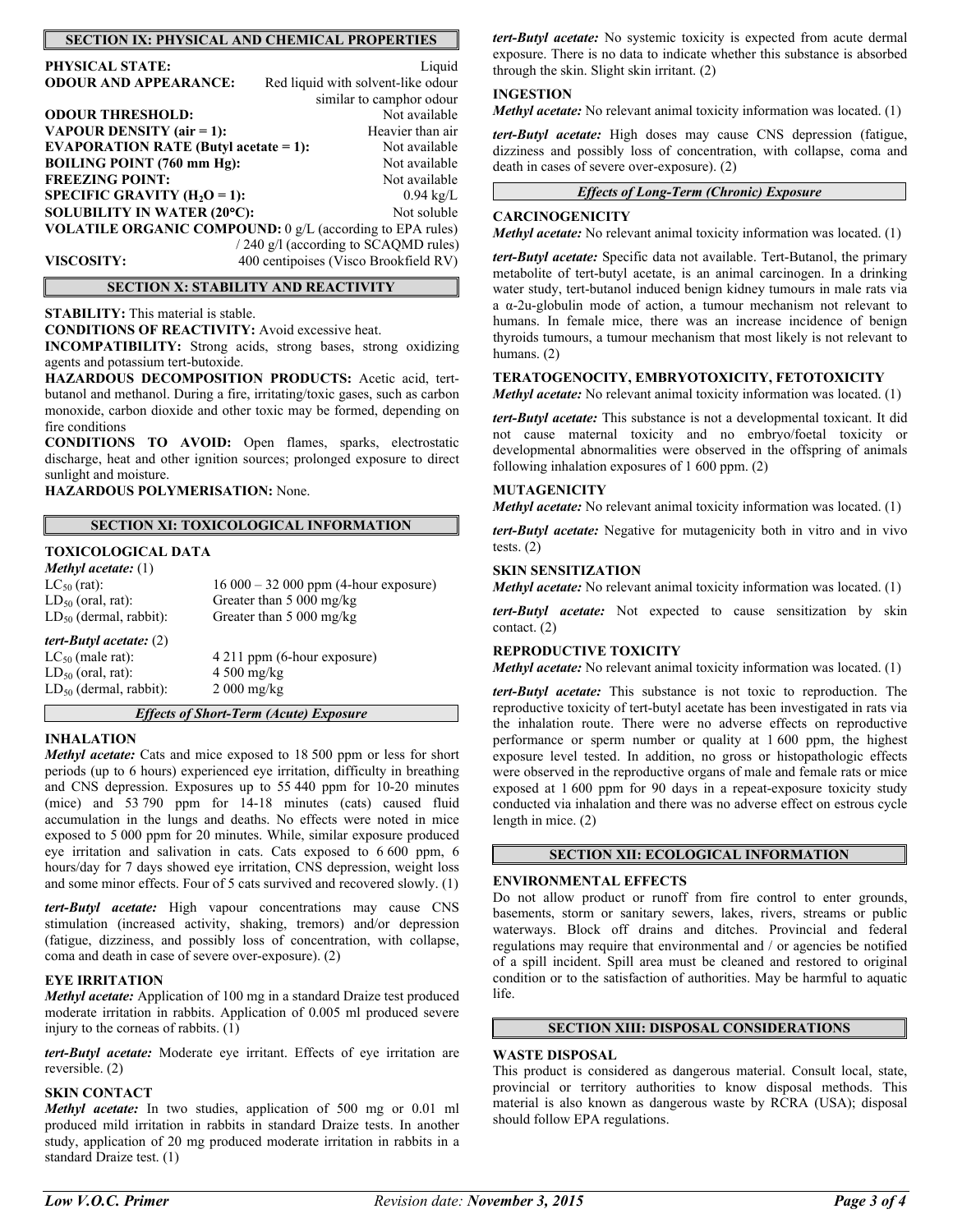## SECTION IX: PHYSICAL AND CHEMICAL PROPERTIES

| | |
|---|---|
| **PHYSICAL STATE:** | Liquid |
| **ODOUR AND APPEARANCE:** | Red liquid with solvent-like odour similar to camphor odour |
| **ODOUR THRESHOLD:** | Not available |
| **VAPOUR DENSITY (air = 1):** | Heavier than air |
| **EVAPORATION RATE (Butyl acetate = 1):** | Not available |
| **BOILING POINT (760 mm Hg):** | Not available |
| **FREEZING POINT:** | Not available |
| **SPECIFIC GRAVITY ($H_2O$ = 1):** | 0.94 kg/L |
| **SOLUBILITY IN WATER (20ºC):** | Not soluble |
| **VOLATILE ORGANIC COMPOUND:** | 0 g/L (according to EPA rules) / 240 g/l (according to SCAQMD rules) |
| **VISCOSITY:** | 400 centipoises (Visco Brookfield RV) |

## SECTION X: STABILITY AND REACTIVITY

**STABILITY:** This material is stable.

**CONDITIONS OF REACTIVITY:** Avoid excessive heat.

**INCOMPATIBILITY:** Strong acids, strong bases, strong oxidizing agents and potassium tert-butoxide.

**HAZARDOUS DECOMPOSITION PRODUCTS:** Acetic acid, tert-butanol and methanol. During a fire, irritating/toxic gases, such as carbon monoxide, carbon dioxide and other toxic may be formed, depending on fire conditions

**CONDITIONS TO AVOID:** Open flames, sparks, electrostatic discharge, heat and other ignition sources; prolonged exposure to direct sunlight and moisture.

**HAZARDOUS POLYMERISATION:** None.

## SECTION XI: TOXICOLOGICAL INFORMATION

### TOXICOLOGICAL DATA

***Methyl acetate:*** (1)

| | |
|---|---|
| $LC_{50}$ (rat): | 16 000 – 32 000 ppm (4-hour exposure) |
| $LD_{50}$ (oral, rat): | Greater than 5 000 mg/kg |
| $LD_{50}$ (dermal, rabbit): | Greater than 5 000 mg/kg |

***tert-Butyl acetate:*** (2)

| | |
|---|---|
| $LC_{50}$ (male rat): | 4 211 ppm (6-hour exposure) |
| $LD_{50}$ (oral, rat): | 4 500 mg/kg |
| $LD_{50}$ (dermal, rabbit): | 2 000 mg/kg |

### *Effects of Short-Term (Acute) Exposure*

**INHALATION**

***Methyl acetate:*** Cats and mice exposed to 18 500 ppm or less for short periods (up to 6 hours) experienced eye irritation, difficulty in breathing and CNS depression. Exposures up to 55 440 ppm for 10-20 minutes (mice) and 53 790 ppm for 14-18 minutes (cats) caused fluid accumulation in the lungs and deaths. No effects were noted in mice exposed to 5 000 ppm for 20 minutes. While, similar exposure produced eye irritation and salivation in cats. Cats exposed to 6 600 ppm, 6 hours/day for 7 days showed eye irritation, CNS depression, weight loss and some minor effects. Four of 5 cats survived and recovered slowly. (1)

***tert-Butyl acetate:*** High vapour concentrations may cause CNS stimulation (increased activity, shaking, tremors) and/or depression (fatigue, dizziness, and possibly loss of concentration, with collapse, coma and death in case of severe over-exposure). (2)

**EYE IRRITATION**

***Methyl acetate:*** Application of 100 mg in a standard Draize test produced moderate irritation in rabbits. Application of 0.005 ml produced severe injury to the corneas of rabbits. (1)

***tert-Butyl acetate:*** Moderate eye irritant. Effects of eye irritation are reversible. (2)

**SKIN CONTACT**

***Methyl acetate:*** In two studies, application of 500 mg or 0.01 ml produced mild irritation in rabbits in standard Draize tests. In another study, application of 20 mg produced moderate irritation in rabbits in a standard Draize test. (1)

***tert-Butyl acetate:*** No systemic toxicity is expected from acute dermal exposure. There is no data to indicate whether this substance is absorbed through the skin. Slight skin irritant. (2)

**INGESTION**

***Methyl acetate:*** No relevant animal toxicity information was located. (1)

***tert-Butyl acetate:*** High doses may cause CNS depression (fatigue, dizziness and possibly loss of concentration, with collapse, coma and death in cases of severe over-exposure). (2)

### *Effects of Long-Term (Chronic) Exposure*

**CARCINOGENICITY**

***Methyl acetate:*** No relevant animal toxicity information was located. (1)

***tert-Butyl acetate:*** Specific data not available. Tert-Butanol, the primary metabolite of tert-butyl acetate, is an animal carcinogen. In a drinking water study, tert-butanol induced benign kidney tumours in male rats via a α-2u-globulin mode of action, a tumour mechanism not relevant to humans. In female mice, there was an increase incidence of benign thyroids tumours, a tumour mechanism that most likely is not relevant to humans. (2)

**TERATOGENOCITY, EMBRYOTOXICITY, FETOTOXICITY**

***Methyl acetate:*** No relevant animal toxicity information was located. (1)

***tert-Butyl acetate:*** This substance is not a developmental toxicant. It did not cause maternal toxicity and no embryo/foetal toxicity or developmental abnormalities were observed in the offspring of animals following inhalation exposures of 1 600 ppm. (2)

**MUTAGENICITY**

***Methyl acetate:*** No relevant animal toxicity information was located. (1)

***tert-Butyl acetate:*** Negative for mutagenicity both in vitro and in vivo tests. (2)

**SKIN SENSITIZATION**

***Methyl acetate:*** No relevant animal toxicity information was located. (1)

***tert-Butyl acetate:*** Not expected to cause sensitization by skin contact. (2)

**REPRODUCTIVE TOXICITY**

***Methyl acetate:*** No relevant animal toxicity information was located. (1)

***tert-Butyl acetate:*** This substance is not toxic to reproduction. The reproductive toxicity of tert-butyl acetate has been investigated in rats via the inhalation route. There were no adverse effects on reproductive performance or sperm number or quality at 1 600 ppm, the highest exposure level tested. In addition, no gross or histopathologic effects were observed in the reproductive organs of male and female rats or mice exposed at 1 600 ppm for 90 days in a repeat-exposure toxicity study conducted via inhalation and there was no adverse effect on estrous cycle length in mice. (2)

## SECTION XII: ECOLOGICAL INFORMATION

**ENVIRONMENTAL EFFECTS**

Do not allow product or runoff from fire control to enter grounds, basements, storm or sanitary sewers, lakes, rivers, streams or public waterways. Block off drains and ditches. Provincial and federal regulations may require that environmental and / or agencies be notified of a spill incident. Spill area must be cleaned and restored to original condition or to the satisfaction of authorities. May be harmful to aquatic life.

## SECTION XIII: DISPOSAL CONSIDERATIONS

**WASTE DISPOSAL**

This product is considered as dangerous material. Consult local, state, provincial or territory authorities to know disposal methods. This material is also known as dangerous waste by RCRA (USA); disposal should follow EPA regulations.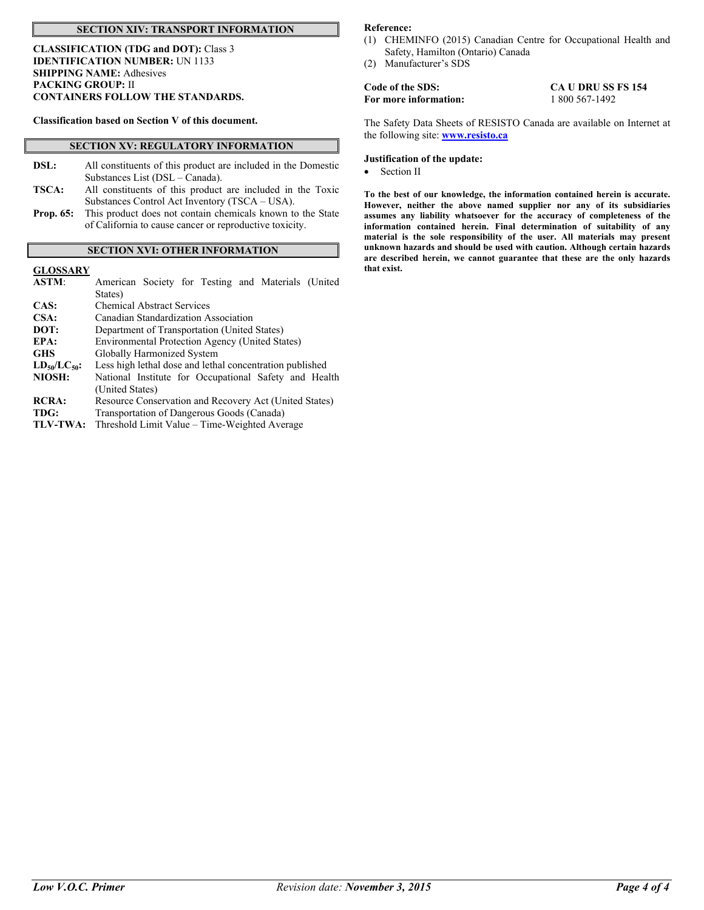## SECTION XIV: TRANSPORT INFORMATION

**CLASSIFICATION (TDG and DOT):** Class 3
**IDENTIFICATION NUMBER:** UN 1133
**SHIPPING NAME:** Adhesives
**PACKING GROUP:** II
**CONTAINERS FOLLOW THE STANDARDS.**

**Classification based on Section V of this document.**

## SECTION XV: REGULATORY INFORMATION

**DSL:** All constituents of this product are included in the Domestic Substances List (DSL – Canada).

**TSCA:** All constituents of this product are included in the Toxic Substances Control Act Inventory (TSCA – USA).

**Prop. 65:** This product does not contain chemicals known to the State of California to cause cancer or reproductive toxicity.

## SECTION XVI: OTHER INFORMATION

**GLOSSARY**

| | |
|---|---|
| **ASTM**: | American Society for Testing and Materials (United States) |
| **CAS:** | Chemical Abstract Services |
| **CSA:** | Canadian Standardization Association |
| **DOT:** | Department of Transportation (United States) |
| **EPA:** | Environmental Protection Agency (United States) |
| **GHS** | Globally Harmonized System |
| **$LD_{50}$/$LC_{50}$:** | Less high lethal dose and lethal concentration published |
| **NIOSH:** | National Institute for Occupational Safety and Health (United States) |
| **RCRA:** | Resource Conservation and Recovery Act (United States) |
| **TDG:** | Transportation of Dangerous Goods (Canada) |
| **TLV-TWA:** | Threshold Limit Value – Time-Weighted Average |

**Reference:**

(1) CHEMINFO (2015) Canadian Centre for Occupational Health and Safety, Hamilton (Ontario) Canada
(2) Manufacturer's SDS

**Code of the SDS:** **CA U DRU SS FS 154**
**For more information:** 1 800 567-1492

The Safety Data Sheets of RESISTO Canada are available on Internet at the following site: **www.resisto.ca**

**Justification of the update:**

- Section II

**To the best of our knowledge, the information contained herein is accurate. However, neither the above named supplier nor any of its subsidiaries assumes any liability whatsoever for the accuracy of completeness of the information contained herein. Final determination of suitability of any material is the sole responsibility of the user. All materials may present unknown hazards and should be used with caution. Although certain hazards are described herein, we cannot guarantee that these are the only hazards that exist.**